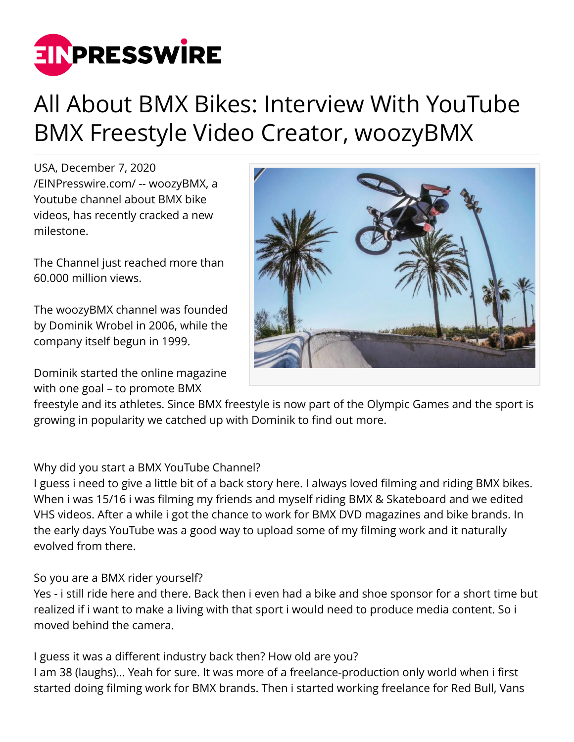# All About BMX Bikes: Interview With YouTube BMX Freestyle Video Creator, woozyBMX

USA, December 7, 2020 /EINPresswire.com/ -- woozyBMX, a Youtube channel about BMX bike videos, has recently cracked a new milestone.

The Channel just reached more than 60.000 million views.

The woozyBMX channel was founded by Dominik Wrobel in 2006, while the company itself begun in 1999.

Dominik started the online magazine with one goal – to promote BMX freestyle and its athletes. Since BMX freestyle is now part of the Olympic Games and the sport is growing in popularity we catched up with Dominik to find out more.

Why did you start a BMX YouTube Channel?
I guess i need to give a little bit of a back story here. I always loved filming and riding BMX bikes. When i was 15/16 i was filming my friends and myself riding BMX & Skateboard and we edited VHS videos. After a while i got the chance to work for BMX DVD magazines and bike brands. In the early days YouTube was a good way to upload some of my filming work and it naturally evolved from there.

So you are a BMX rider yourself?
Yes - i still ride here and there. Back then i even had a bike and shoe sponsor for a short time but realized if i want to make a living with that sport i would need to produce media content. So i moved behind the camera.

I guess it was a different industry back then? How old are you?
I am 38 (laughs)... Yeah for sure. It was more of a freelance-production only world when i first started doing filming work for BMX brands. Then i started working freelance for Red Bull, Vans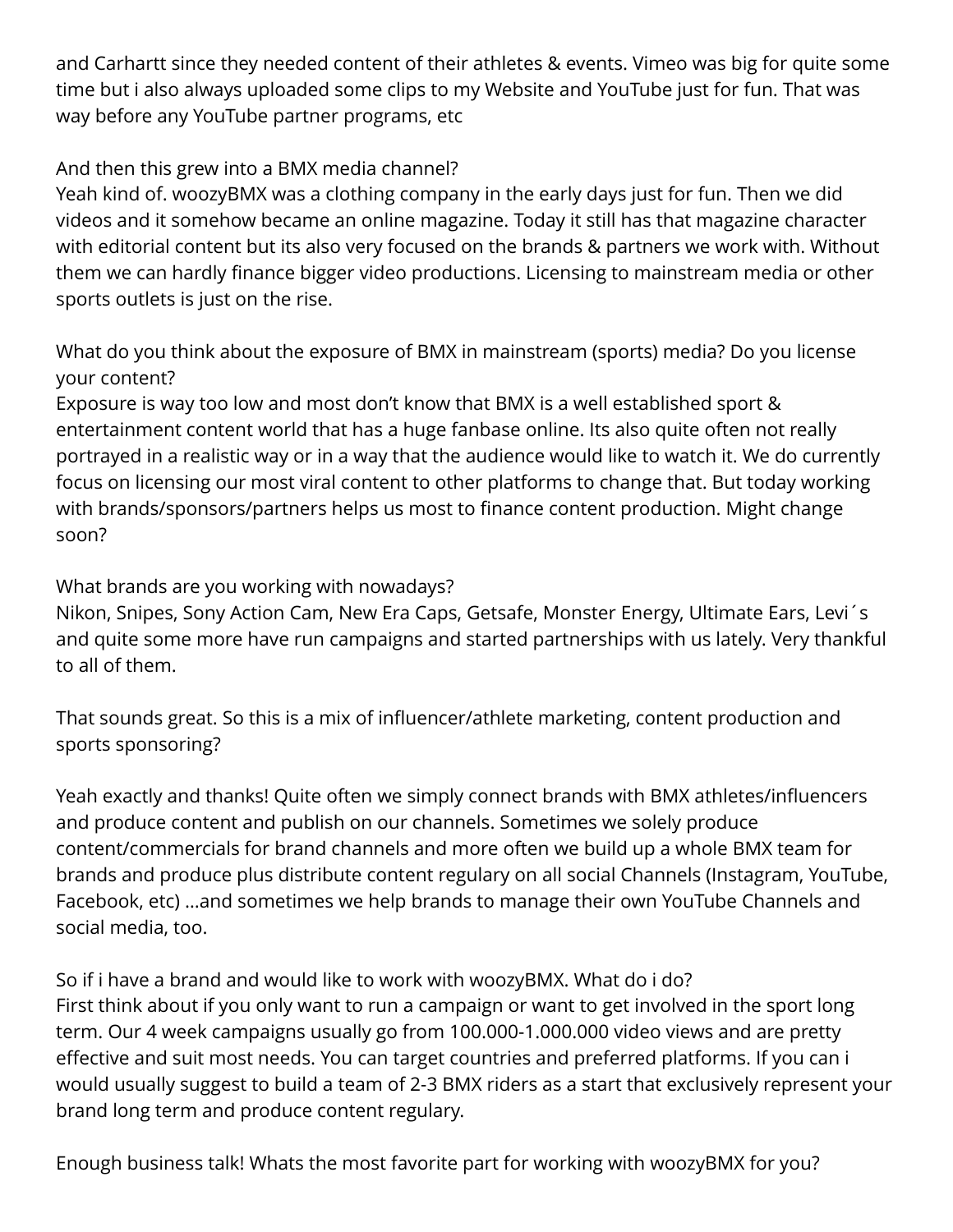and Carhartt since they needed content of their athletes & events. Vimeo was big for quite some time but i also always uploaded some clips to my Website and YouTube just for fun. That was way before any YouTube partner programs, etc

And then this grew into a BMX media channel?
Yeah kind of. woozyBMX was a clothing company in the early days just for fun. Then we did videos and it somehow became an online magazine. Today it still has that magazine character with editorial content but its also very focused on the brands & partners we work with. Without them we can hardly finance bigger video productions. Licensing to mainstream media or other sports outlets is just on the rise.

What do you think about the exposure of BMX in mainstream (sports) media? Do you license your content?
Exposure is way too low and most don't know that BMX is a well established sport & entertainment content world that has a huge fanbase online. Its also quite often not really portrayed in a realistic way or in a way that the audience would like to watch it. We do currently focus on licensing our most viral content to other platforms to change that. But today working with brands/sponsors/partners helps us most to finance content production. Might change soon?

What brands are you working with nowadays?
Nikon, Snipes, Sony Action Cam, New Era Caps, Getsafe, Monster Energy, Ultimate Ears, Levi´s and quite some more have run campaigns and started partnerships with us lately. Very thankful to all of them.

That sounds great. So this is a mix of influencer/athlete marketing, content production and sports sponsoring?

Yeah exactly and thanks! Quite often we simply connect brands with BMX athletes/influencers and produce content and publish on our channels. Sometimes we solely produce content/commercials for brand channels and more often we build up a whole BMX team for brands and produce plus distribute content regulary on all social Channels (Instagram, YouTube, Facebook, etc) ...and sometimes we help brands to manage their own YouTube Channels and social media, too.

So if i have a brand and would like to work with woozyBMX. What do i do?
First think about if you only want to run a campaign or want to get involved in the sport long term. Our 4 week campaigns usually go from 100.000-1.000.000 video views and are pretty effective and suit most needs. You can target countries and preferred platforms. If you can i would usually suggest to build a team of 2-3 BMX riders as a start that exclusively represent your brand long term and produce content regulary.

Enough business talk! Whats the most favorite part for working with woozyBMX for you?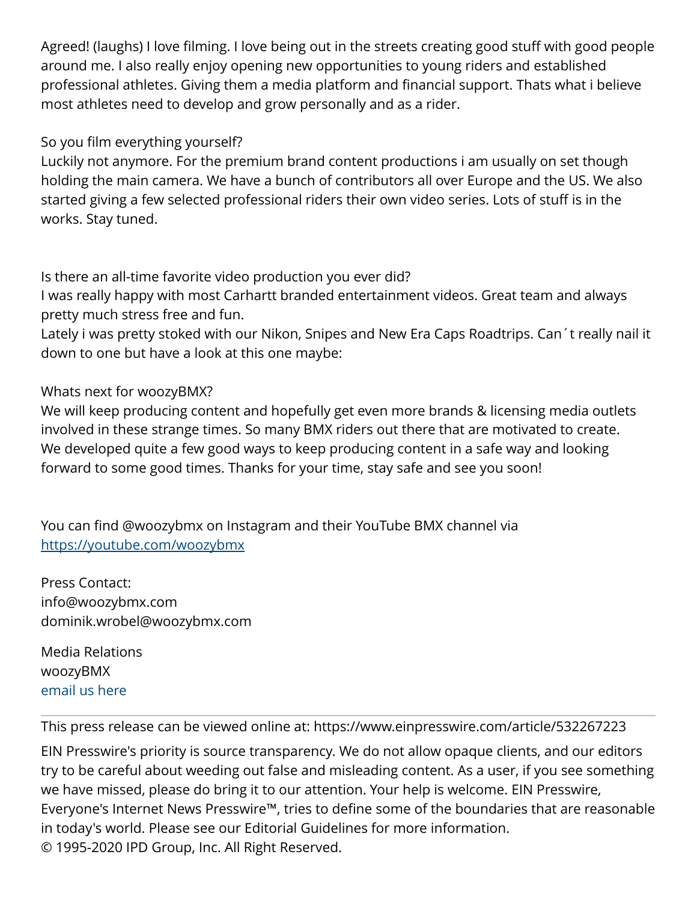Agreed! (laughs) I love filming. I love being out in the streets creating good stuff with good people around me. I also really enjoy opening new opportunities to young riders and established professional athletes. Giving them a media platform and financial support. Thats what i believe most athletes need to develop and grow personally and as a rider.

So you film everything yourself?
Luckily not anymore. For the premium brand content productions i am usually on set though holding the main camera. We have a bunch of contributors all over Europe and the US. We also started giving a few selected professional riders their own video series. Lots of stuff is in the works. Stay tuned.

Is there an all-time favorite video production you ever did?
I was really happy with most Carhartt branded entertainment videos. Great team and always pretty much stress free and fun.
Lately i was pretty stoked with our Nikon, Snipes and New Era Caps Roadtrips. Can´t really nail it down to one but have a look at this one maybe:

Whats next for woozyBMX?
We will keep producing content and hopefully get even more brands & licensing media outlets involved in these strange times. So many BMX riders out there that are motivated to create. We developed quite a few good ways to keep producing content in a safe way and looking forward to some good times. Thanks for your time, stay safe and see you soon!

You can find @woozybmx on Instagram and their YouTube BMX channel via https://youtube.com/woozybmx

Press Contact:
info@woozybmx.com
dominik.wrobel@woozybmx.com

Media Relations
woozyBMX
email us here

---

This press release can be viewed online at: https://www.einpresswire.com/article/532267223

EIN Presswire's priority is source transparency. We do not allow opaque clients, and our editors try to be careful about weeding out false and misleading content. As a user, if you see something we have missed, please do bring it to our attention. Your help is welcome. EIN Presswire, Everyone's Internet News Presswire™, tries to define some of the boundaries that are reasonable in today's world. Please see our Editorial Guidelines for more information.
© 1995-2020 IPD Group, Inc. All Right Reserved.